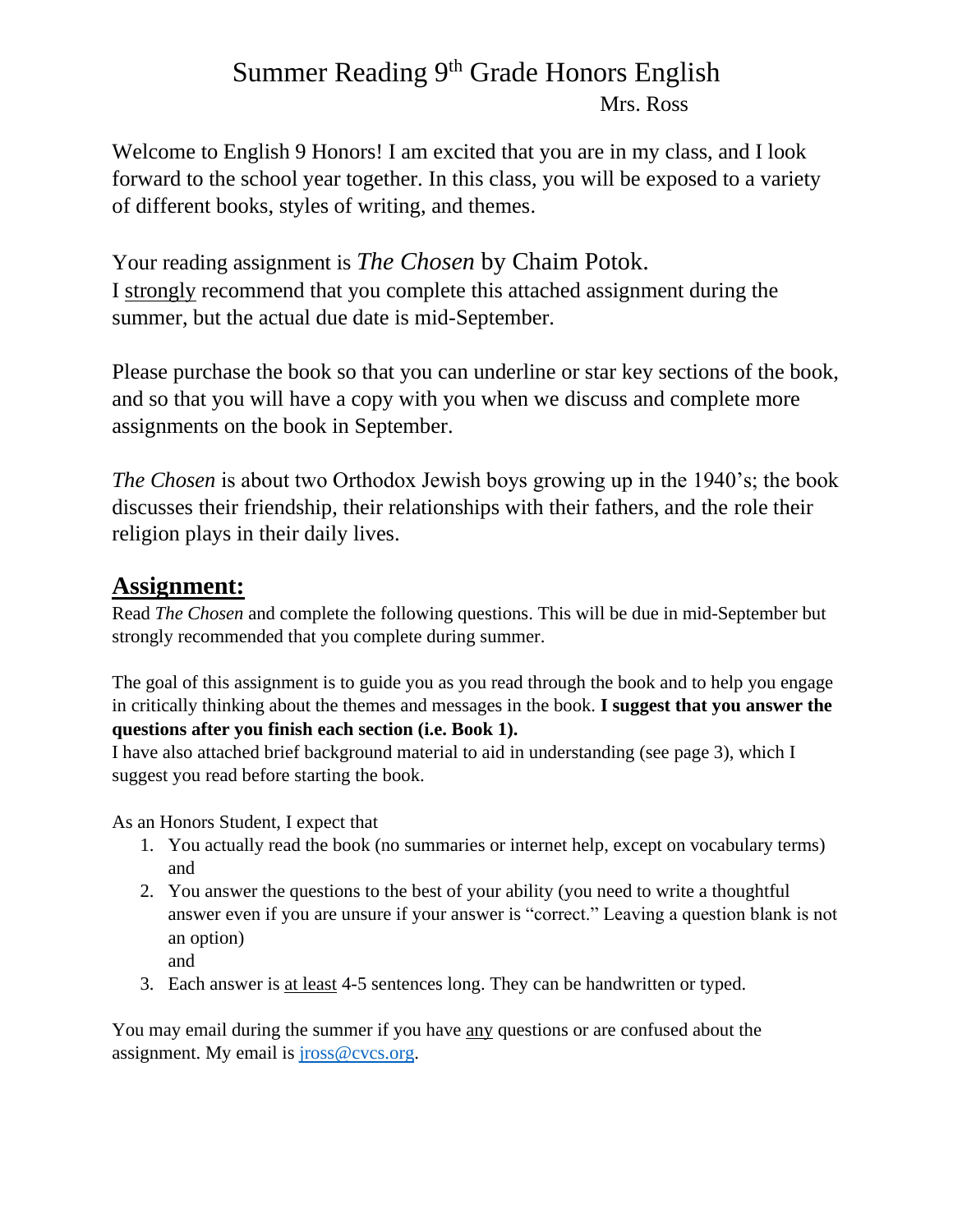# Summary Reading 9th Grade Honors English

Mrs. Ross

Welcome to English 9 Honors! I am excited that you are in my class, and I look forward to the school year together. In this class, you will be exposed to a variety of different books, styles of writing, and themes.

Your reading assignment is *The Chosen* by Chaim Potok.
I strongly recommend that you complete this attached assignment during the summer, but the actual due date is mid-September.

Please purchase the book so that you can underline or star key sections of the book, and so that you will have a copy with you when we discuss and complete more assignments on the book in September.

*The Chosen* is about two Orthodox Jewish boys growing up in the 1940's; the book discusses their friendship, their relationships with their fathers, and the role their religion plays in their daily lives.

## Assignment:

Read *The Chosen* and complete the following questions. This will be due in mid-September but strongly recommended that you complete during summer.

The goal of this assignment is to guide you as you read through the book and to help you engage in critically thinking about the themes and messages in the book. **I suggest that you answer the questions after you finish each section (i.e. Book 1).**
I have also attached brief background material to aid in understanding (see page 3), which I suggest you read before starting the book.

As an Honors Student, I expect that

1. You actually read the book (no summaries or internet help, except on vocabulary terms) and
2. You answer the questions to the best of your ability (you need to write a thoughtful answer even if you are unsure if your answer is "correct." Leaving a question blank is not an option) and
3. Each answer is at least 4-5 sentences long. They can be handwritten or typed.

You may email during the summer if you have any questions or are confused about the assignment. My email is jross@cvcs.org.

# Summer Reading 9th Grade Honors English

Mrs. Ross

Welcome to English 9 Honors! I am excited that you are in my class, and I look forward to the school year together. In this class, you will be exposed to a variety of different books, styles of writing, and themes.

Your reading assignment is *The Chosen* by Chaim Potok.
I strongly recommend that you complete this attached assignment during the summer, but the actual due date is mid-September.

Please purchase the book so that you can underline or star key sections of the book, and so that you will have a copy with you when we discuss and complete more assignments on the book in September.

*The Chosen* is about two Orthodox Jewish boys growing up in the 1940's; the book discusses their friendship, their relationships with their fathers, and the role their religion plays in their daily lives.

## Assignment:

Read *The Chosen* and complete the following questions. This will be due in mid-September but strongly recommended that you complete during summer.

The goal of this assignment is to guide you as you read through the book and to help you engage in critically thinking about the themes and messages in the book. **I suggest that you answer the questions after you finish each section (i.e. Book 1).**
I have also attached brief background material to aid in understanding (see page 3), which I suggest you read before starting the book.

As an Honors Student, I expect that

1. You actually read the book (no summaries or internet help, except on vocabulary terms) and
2. You answer the questions to the best of your ability (you need to write a thoughtful answer even if you are unsure if your answer is "correct." Leaving a question blank is not an option) and
3. Each answer is at least 4-5 sentences long. They can be handwritten or typed.

You may email during the summer if you have any questions or are confused about the assignment. My email is jross@cvcs.org.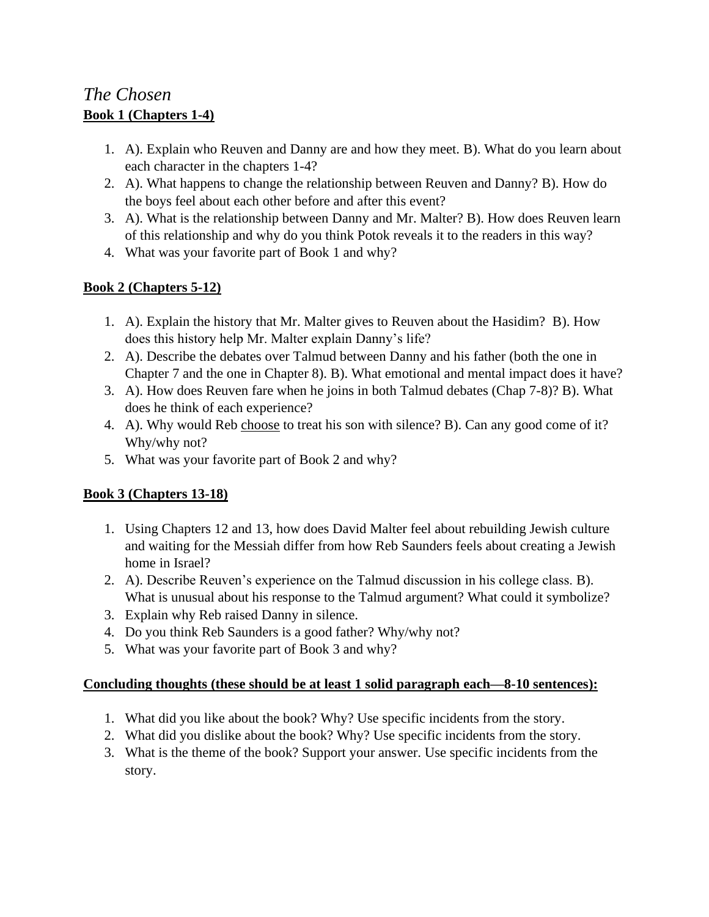*The Chosen*

**<u>Book 1 (Chapters 1-4)</u>**

1. A). Explain who Reuven and Danny are and how they meet. B). What do you learn about each character in the chapters 1-4?
2. A). What happens to change the relationship between Reuven and Danny? B). How do the boys feel about each other before and after this event?
3. A). What is the relationship between Danny and Mr. Malter? B). How does Reuven learn of this relationship and why do you think Potok reveals it to the readers in this way?
4. What was your favorite part of Book 1 and why?

**<u>Book 2 (Chapters 5-12)</u>**

1. A). Explain the history that Mr. Malter gives to Reuven about the Hasidim? B). How does this history help Mr. Malter explain Danny's life?
2. A). Describe the debates over Talmud between Danny and his father (both the one in Chapter 7 and the one in Chapter 8). B). What emotional and mental impact does it have?
3. A). How does Reuven fare when he joins in both Talmud debates (Chap 7-8)? B). What does he think of each experience?
4. A). Why would Reb <u>choose</u> to treat his son with silence? B). Can any good come of it? Why/why not?
5. What was your favorite part of Book 2 and why?

**<u>Book 3 (Chapters 13-18)</u>**

1. Using Chapters 12 and 13, how does David Malter feel about rebuilding Jewish culture and waiting for the Messiah differ from how Reb Saunders feels about creating a Jewish home in Israel?
2. A). Describe Reuven's experience on the Talmud discussion in his college class. B). What is unusual about his response to the Talmud argument? What could it symbolize?
3. Explain why Reb raised Danny in silence.
4. Do you think Reb Saunders is a good father? Why/why not?
5. What was your favorite part of Book 3 and why?

**<u>Concluding thoughts (these should be at least 1 solid paragraph each—8-10 sentences):</u>**

1. What did you like about the book? Why? Use specific incidents from the story.
2. What did you dislike about the book? Why? Use specific incidents from the story.
3. What is the theme of the book? Support your answer. Use specific incidents from the story.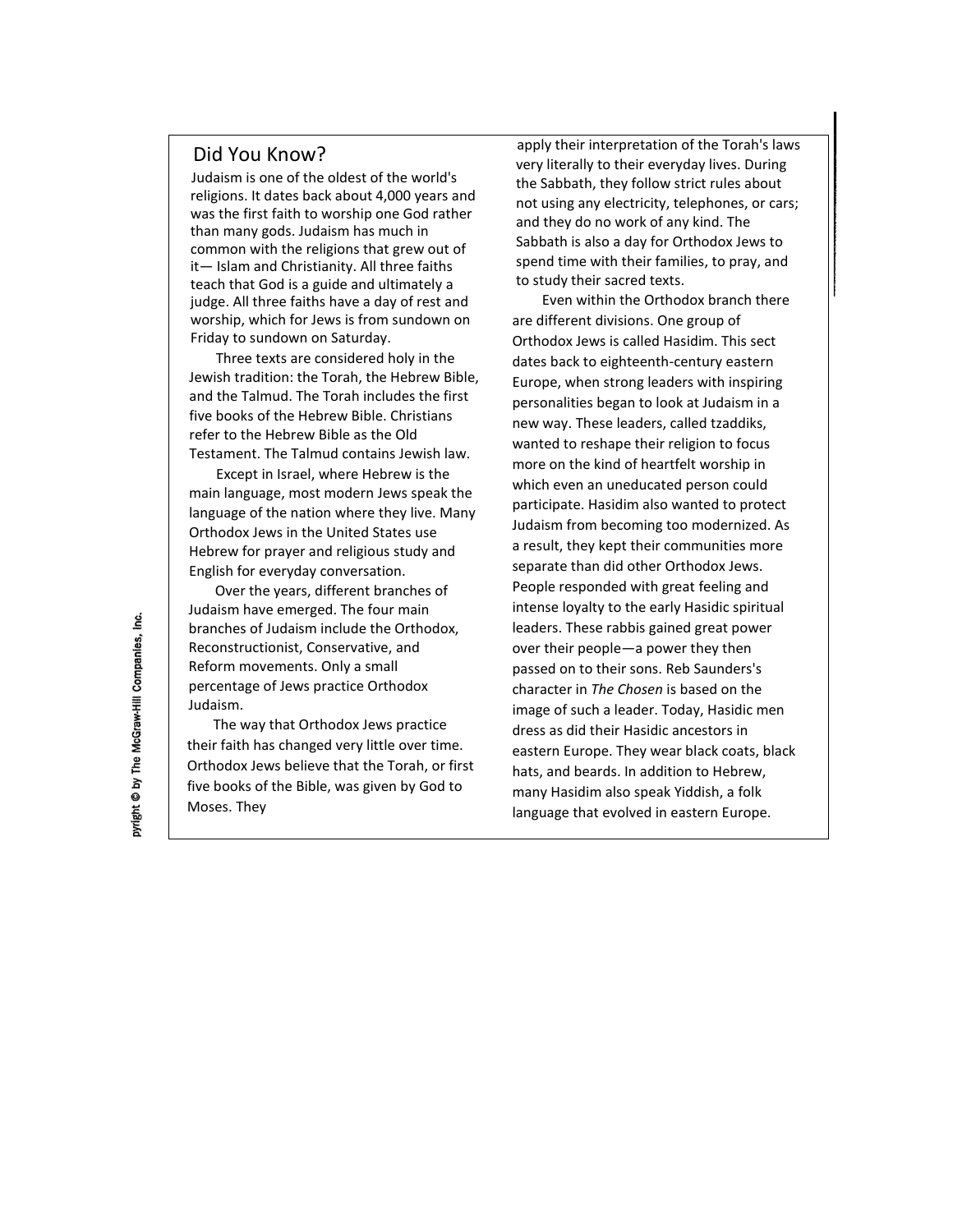## Did You Know?

Judaism is one of the oldest of the world's religions. It dates back about 4,000 years and was the first faith to worship one God rather than many gods. Judaism has much in common with the religions that grew out of it— Islam and Christianity. All three faiths teach that God is a guide and ultimately a judge. All three faiths have a day of rest and worship, which for Jews is from sundown on Friday to sundown on Saturday.

Three texts are considered holy in the Jewish tradition: the Torah, the Hebrew Bible, and the Talmud. The Torah includes the first five books of the Hebrew Bible. Christians refer to the Hebrew Bible as the Old Testament. The Talmud contains Jewish law.

Except in Israel, where Hebrew is the main language, most modern Jews speak the language of the nation where they live. Many Orthodox Jews in the United States use Hebrew for prayer and religious study and English for everyday conversation.

Over the years, different branches of Judaism have emerged. The four main branches of Judaism include the Orthodox, Reconstructionist, Conservative, and Reform movements. Only a small percentage of Jews practice Orthodox Judaism.

The way that Orthodox Jews practice their faith has changed very little over time. Orthodox Jews believe that the Torah, or first five books of the Bible, was given by God to Moses. They apply their interpretation of the Torah's laws very literally to their everyday lives. During the Sabbath, they follow strict rules about not using any electricity, telephones, or cars; and they do no work of any kind. The Sabbath is also a day for Orthodox Jews to spend time with their families, to pray, and to study their sacred texts.

Even within the Orthodox branch there are different divisions. One group of Orthodox Jews is called Hasidim. This sect dates back to eighteenth-century eastern Europe, when strong leaders with inspiring personalities began to look at Judaism in a new way. These leaders, called tzaddiks, wanted to reshape their religion to focus more on the kind of heartfelt worship in which even an uneducated person could participate. Hasidim also wanted to protect Judaism from becoming too modernized. As a result, they kept their communities more separate than did other Orthodox Jews. People responded with great feeling and intense loyalty to the early Hasidic spiritual leaders. These rabbis gained great power over their people—a power they then passed on to their sons. Reb Saunders's character in *The Chosen* is based on the image of such a leader. Today, Hasidic men dress as did their Hasidic ancestors in eastern Europe. They wear black coats, black hats, and beards. In addition to Hebrew, many Hasidim also speak Yiddish, a folk language that evolved in eastern Europe.